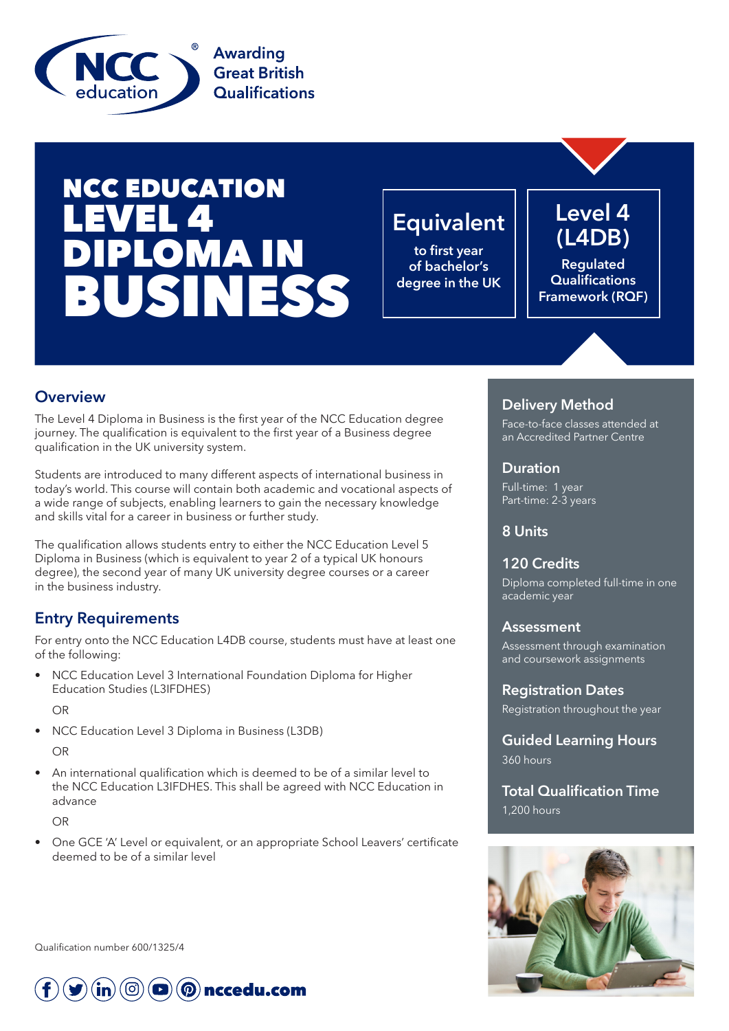NCC education

Awarding Great British Qualifications

# NCC EDUCATION LEVEL 4 DIPLOMA IN BUSINESS

**Equivalent**
to first year of bachelor's degree in the UK

**Level 4 (L4DB)**
Regulated Qualifications Framework (RQF)

## Overview

The Level 4 Diploma in Business is the first year of the NCC Education degree journey. The qualification is equivalent to the first year of a Business degree qualification in the UK university system.

Students are introduced to many different aspects of international business in today's world. This course will contain both academic and vocational aspects of a wide range of subjects, enabling learners to gain the necessary knowledge and skills vital for a career in business or further study.

The qualification allows students entry to either the NCC Education Level 5 Diploma in Business (which is equivalent to year 2 of a typical UK honours degree), the second year of many UK university degree courses or a career in the business industry.

## Entry Requirements

For entry onto the NCC Education L4DB course, students must have at least one of the following:

- NCC Education Level 3 International Foundation Diploma for Higher Education Studies (L3IFDHES)

  OR

- NCC Education Level 3 Diploma in Business (L3DB)

  OR

- An international qualification which is deemed to be of a similar level to the NCC Education L3IFDHES. This shall be agreed with NCC Education in advance

  OR

- One GCE 'A' Level or equivalent, or an appropriate School Leavers' certificate deemed to be of a similar level

### Delivery Method

Face-to-face classes attended at an Accredited Partner Centre

### Duration

Full-time: 1 year
Part-time: 2-3 years

### 8 Units

### 120 Credits

Diploma completed full-time in one academic year

### Assessment

Assessment through examination and coursework assignments

### Registration Dates

Registration throughout the year

### Guided Learning Hours

360 hours

### Total Qualification Time

1,200 hours

Qualification number 600/1325/4

nccedu.com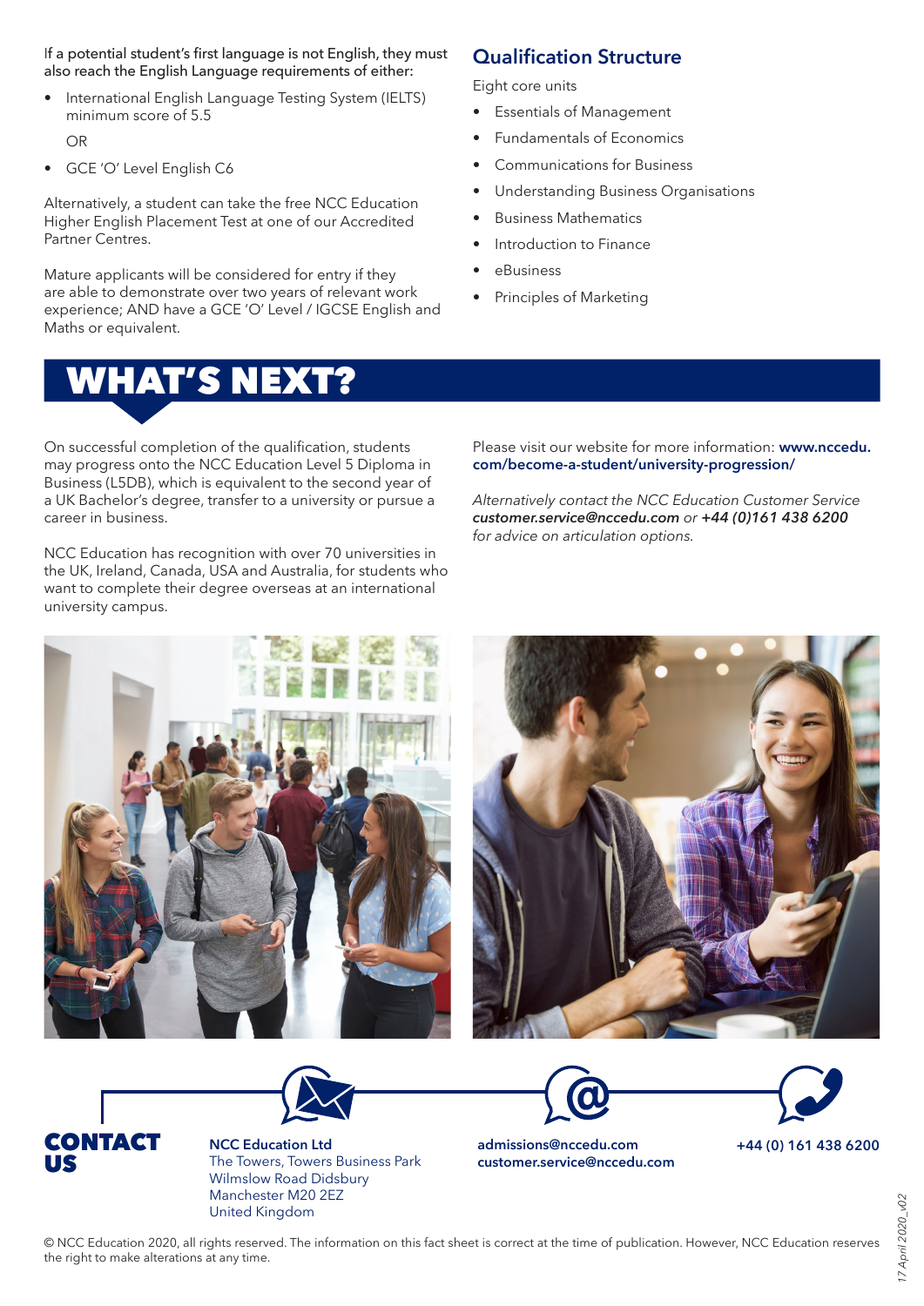If a potential student's first language is not English, they must also reach the English Language requirements of either:

- International English Language Testing System (IELTS) minimum score of 5.5

  OR

- GCE 'O' Level English C6

Alternatively, a student can take the free NCC Education Higher English Placement Test at one of our Accredited Partner Centres.

Mature applicants will be considered for entry if they are able to demonstrate over two years of relevant work experience; AND have a GCE 'O' Level / IGCSE English and Maths or equivalent.

## Qualification Structure

Eight core units

- Essentials of Management
- Fundamentals of Economics
- Communications for Business
- Understanding Business Organisations
- Business Mathematics
- Introduction to Finance
- eBusiness
- Principles of Marketing

# WHAT'S NEXT?

On successful completion of the qualification, students may progress onto the NCC Education Level 5 Diploma in Business (L5DB), which is equivalent to the second year of a UK Bachelor's degree, transfer to a university or pursue a career in business.

NCC Education has recognition with over 70 universities in the UK, Ireland, Canada, USA and Australia, for students who want to complete their degree overseas at an international university campus.

Please visit our website for more information: **www.nccedu.com/become-a-student/university-progression/**

*Alternatively contact the NCC Education Customer Service* ***customer.service@nccedu.com*** *or* ***+44 (0)161 438 6200*** *for advice on articulation options.*

# CONTACT US

**NCC Education Ltd**
The Towers, Towers Business Park
Wilmslow Road Didsbury
Manchester M20 2EZ
United Kingdom

**admissions@nccedu.com**
**customer.service@nccedu.com**

**+44 (0) 161 438 6200**

© NCC Education 2020, all rights reserved. The information on this fact sheet is correct at the time of publication. However, NCC Education reserves the right to make alterations at any time.

17 April 2020_v02